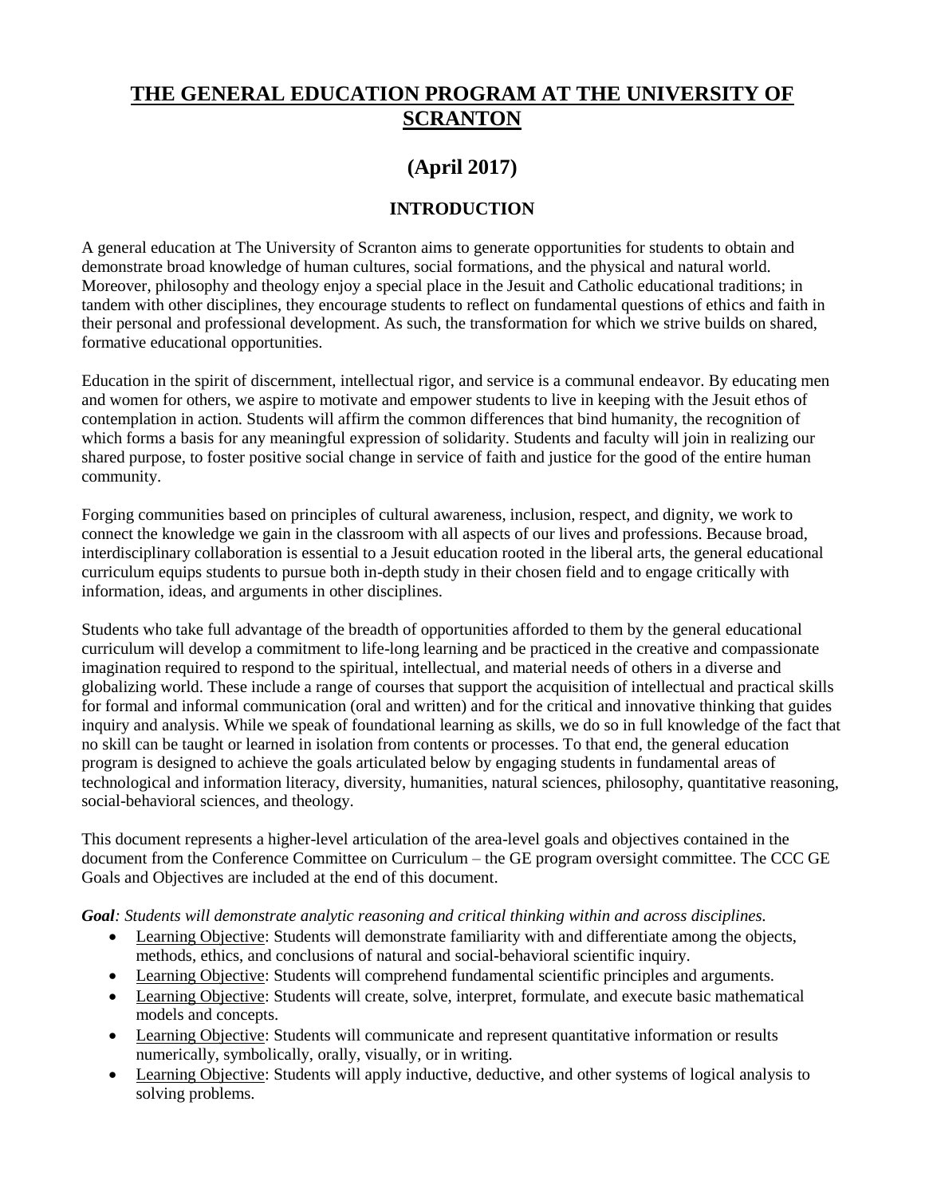# THE GENERAL EDUCATION PROGRAM AT THE UNIVERSITY OF SCRANTON

## (April 2017)

### INTRODUCTION

A general education at The University of Scranton aims to generate opportunities for students to obtain and demonstrate broad knowledge of human cultures, social formations, and the physical and natural world. Moreover, philosophy and theology enjoy a special place in the Jesuit and Catholic educational traditions; in tandem with other disciplines, they encourage students to reflect on fundamental questions of ethics and faith in their personal and professional development. As such, the transformation for which we strive builds on shared, formative educational opportunities.

Education in the spirit of discernment, intellectual rigor, and service is a communal endeavor. By educating men and women for others, we aspire to motivate and empower students to live in keeping with the Jesuit ethos of contemplation in action. Students will affirm the common differences that bind humanity, the recognition of which forms a basis for any meaningful expression of solidarity. Students and faculty will join in realizing our shared purpose, to foster positive social change in service of faith and justice for the good of the entire human community.

Forging communities based on principles of cultural awareness, inclusion, respect, and dignity, we work to connect the knowledge we gain in the classroom with all aspects of our lives and professions. Because broad, interdisciplinary collaboration is essential to a Jesuit education rooted in the liberal arts, the general educational curriculum equips students to pursue both in-depth study in their chosen field and to engage critically with information, ideas, and arguments in other disciplines.

Students who take full advantage of the breadth of opportunities afforded to them by the general educational curriculum will develop a commitment to life-long learning and be practiced in the creative and compassionate imagination required to respond to the spiritual, intellectual, and material needs of others in a diverse and globalizing world. These include a range of courses that support the acquisition of intellectual and practical skills for formal and informal communication (oral and written) and for the critical and innovative thinking that guides inquiry and analysis. While we speak of foundational learning as skills, we do so in full knowledge of the fact that no skill can be taught or learned in isolation from contents or processes. To that end, the general education program is designed to achieve the goals articulated below by engaging students in fundamental areas of technological and information literacy, diversity, humanities, natural sciences, philosophy, quantitative reasoning, social-behavioral sciences, and theology.

This document represents a higher-level articulation of the area-level goals and objectives contained in the document from the Conference Committee on Curriculum – the GE program oversight committee. The CCC GE Goals and Objectives are included at the end of this document.

***Goal**: Students will demonstrate analytic reasoning and critical thinking within and across disciplines.*

- Learning Objective: Students will demonstrate familiarity with and differentiate among the objects, methods, ethics, and conclusions of natural and social-behavioral scientific inquiry.
- Learning Objective: Students will comprehend fundamental scientific principles and arguments.
- Learning Objective: Students will create, solve, interpret, formulate, and execute basic mathematical models and concepts.
- Learning Objective: Students will communicate and represent quantitative information or results numerically, symbolically, orally, visually, or in writing.
- Learning Objective: Students will apply inductive, deductive, and other systems of logical analysis to solving problems.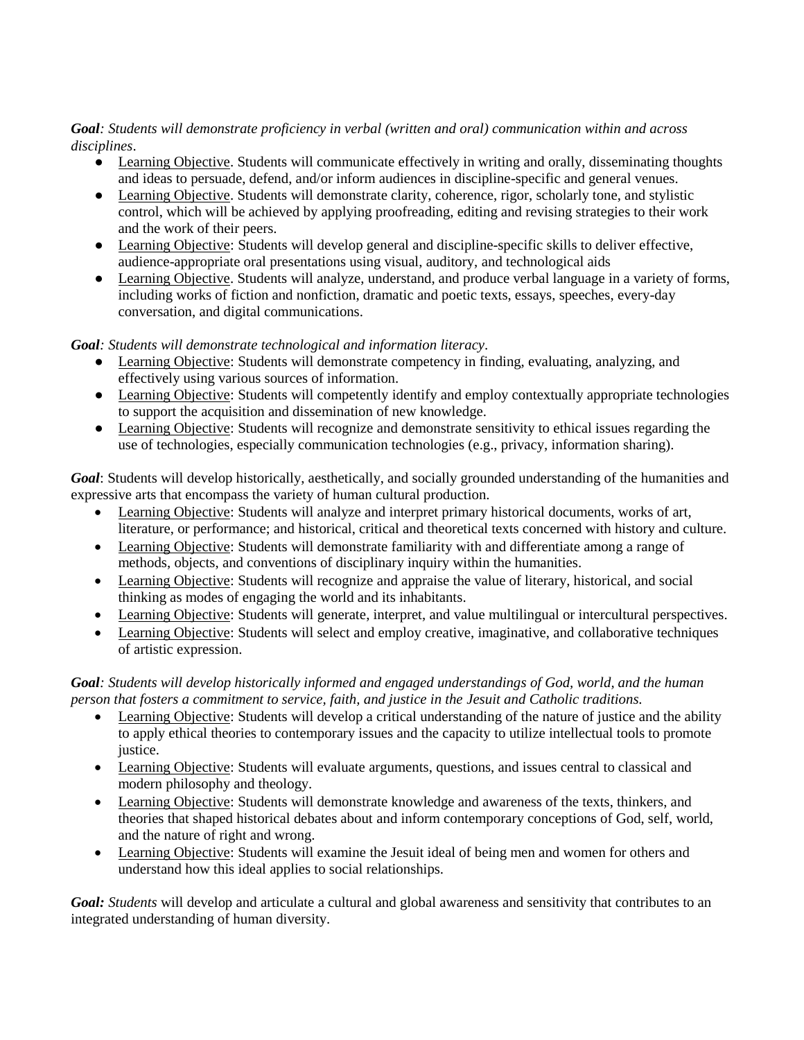***Goal**: Students will demonstrate proficiency in verbal (written and oral) communication within and across disciplines*.

- Learning Objective. Students will communicate effectively in writing and orally, disseminating thoughts and ideas to persuade, defend, and/or inform audiences in discipline-specific and general venues.
- Learning Objective. Students will demonstrate clarity, coherence, rigor, scholarly tone, and stylistic control, which will be achieved by applying proofreading, editing and revising strategies to their work and the work of their peers.
- Learning Objective: Students will develop general and discipline-specific skills to deliver effective, audience-appropriate oral presentations using visual, auditory, and technological aids
- Learning Objective. Students will analyze, understand, and produce verbal language in a variety of forms, including works of fiction and nonfiction, dramatic and poetic texts, essays, speeches, every-day conversation, and digital communications.

***Goal**: Students will demonstrate technological and information literacy*.

- Learning Objective: Students will demonstrate competency in finding, evaluating, analyzing, and effectively using various sources of information.
- Learning Objective: Students will competently identify and employ contextually appropriate technologies to support the acquisition and dissemination of new knowledge.
- Learning Objective: Students will recognize and demonstrate sensitivity to ethical issues regarding the use of technologies, especially communication technologies (e.g., privacy, information sharing).

***Goal***: Students will develop historically, aesthetically, and socially grounded understanding of the humanities and expressive arts that encompass the variety of human cultural production.

- Learning Objective: Students will analyze and interpret primary historical documents, works of art, literature, or performance; and historical, critical and theoretical texts concerned with history and culture.
- Learning Objective: Students will demonstrate familiarity with and differentiate among a range of methods, objects, and conventions of disciplinary inquiry within the humanities.
- Learning Objective: Students will recognize and appraise the value of literary, historical, and social thinking as modes of engaging the world and its inhabitants.
- Learning Objective: Students will generate, interpret, and value multilingual or intercultural perspectives.
- Learning Objective: Students will select and employ creative, imaginative, and collaborative techniques of artistic expression.

***Goal**: Students will develop historically informed and engaged understandings of God, world, and the human person that fosters a commitment to service, faith, and justice in the Jesuit and Catholic traditions.*

- Learning Objective: Students will develop a critical understanding of the nature of justice and the ability to apply ethical theories to contemporary issues and the capacity to utilize intellectual tools to promote justice.
- Learning Objective: Students will evaluate arguments, questions, and issues central to classical and modern philosophy and theology.
- Learning Objective: Students will demonstrate knowledge and awareness of the texts, thinkers, and theories that shaped historical debates about and inform contemporary conceptions of God, self, world, and the nature of right and wrong.
- Learning Objective: Students will examine the Jesuit ideal of being men and women for others and understand how this ideal applies to social relationships.

***Goal:** Students* will develop and articulate a cultural and global awareness and sensitivity that contributes to an integrated understanding of human diversity.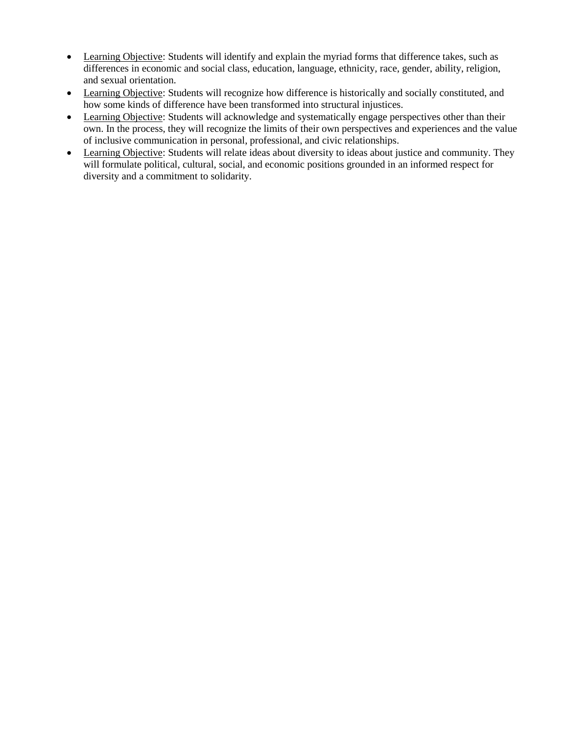- <u>Learning Objective</u>: Students will identify and explain the myriad forms that difference takes, such as differences in economic and social class, education, language, ethnicity, race, gender, ability, religion, and sexual orientation.
- <u>Learning Objective</u>: Students will recognize how difference is historically and socially constituted, and how some kinds of difference have been transformed into structural injustices.
- <u>Learning Objective</u>: Students will acknowledge and systematically engage perspectives other than their own. In the process, they will recognize the limits of their own perspectives and experiences and the value of inclusive communication in personal, professional, and civic relationships.
- <u>Learning Objective</u>: Students will relate ideas about diversity to ideas about justice and community. They will formulate political, cultural, social, and economic positions grounded in an informed respect for diversity and a commitment to solidarity.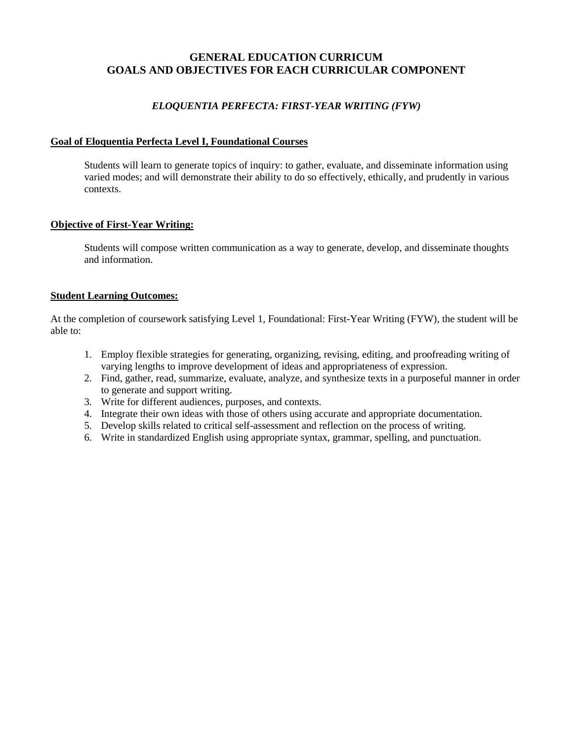# GENERAL EDUCATION CURRICUM
# GOALS AND OBJECTIVES FOR EACH CURRICULAR COMPONENT

## *ELOQUENTIA PERFECTA: FIRST-YEAR WRITING (FYW)*

### Goal of Eloquentia Perfecta Level I, Foundational Courses

Students will learn to generate topics of inquiry: to gather, evaluate, and disseminate information using varied modes; and will demonstrate their ability to do so effectively, ethically, and prudently in various contexts.

### Objective of First-Year Writing:

Students will compose written communication as a way to generate, develop, and disseminate thoughts and information.

### Student Learning Outcomes:

At the completion of coursework satisfying Level 1, Foundational: First-Year Writing (FYW), the student will be able to:

1. Employ flexible strategies for generating, organizing, revising, editing, and proofreading writing of varying lengths to improve development of ideas and appropriateness of expression.
2. Find, gather, read, summarize, evaluate, analyze, and synthesize texts in a purposeful manner in order to generate and support writing.
3. Write for different audiences, purposes, and contexts.
4. Integrate their own ideas with those of others using accurate and appropriate documentation.
5. Develop skills related to critical self-assessment and reflection on the process of writing.
6. Write in standardized English using appropriate syntax, grammar, spelling, and punctuation.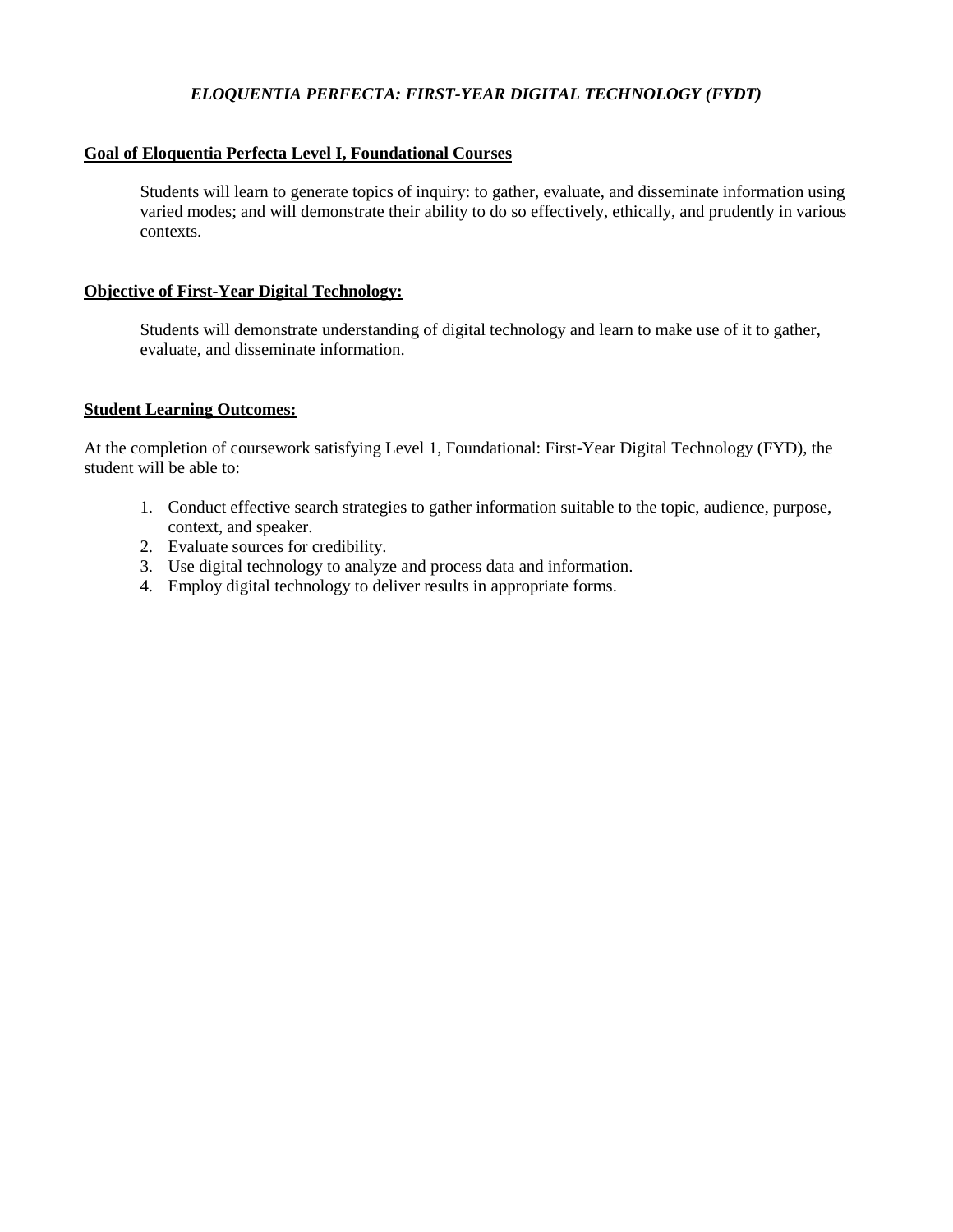***ELOQUENTIA PERFECTA: FIRST-YEAR DIGITAL TECHNOLOGY (FYDT)***

**Goal of Eloquentia Perfecta Level I, Foundational Courses**

> Students will learn to generate topics of inquiry: to gather, evaluate, and disseminate information using varied modes; and will demonstrate their ability to do so effectively, ethically, and prudently in various contexts.

**Objective of First-Year Digital Technology:**

> Students will demonstrate understanding of digital technology and learn to make use of it to gather, evaluate, and disseminate information.

**Student Learning Outcomes:**

At the completion of coursework satisfying Level 1, Foundational: First-Year Digital Technology (FYD), the student will be able to:

1. Conduct effective search strategies to gather information suitable to the topic, audience, purpose, context, and speaker.
2. Evaluate sources for credibility.
3. Use digital technology to analyze and process data and information.
4. Employ digital technology to deliver results in appropriate forms.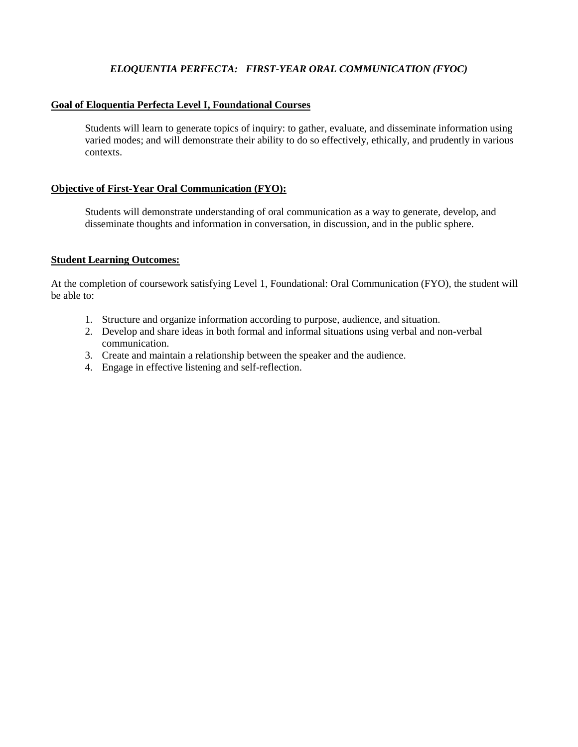## *ELOQUENTIA PERFECTA: FIRST-YEAR ORAL COMMUNICATION (FYOC)*

### Goal of Eloquentia Perfecta Level I, Foundational Courses

Students will learn to generate topics of inquiry: to gather, evaluate, and disseminate information using varied modes; and will demonstrate their ability to do so effectively, ethically, and prudently in various contexts.

### Objective of First-Year Oral Communication (FYO):

Students will demonstrate understanding of oral communication as a way to generate, develop, and disseminate thoughts and information in conversation, in discussion, and in the public sphere.

### Student Learning Outcomes:

At the completion of coursework satisfying Level 1, Foundational: Oral Communication (FYO), the student will be able to:

1. Structure and organize information according to purpose, audience, and situation.
2. Develop and share ideas in both formal and informal situations using verbal and non-verbal communication.
3. Create and maintain a relationship between the speaker and the audience.
4. Engage in effective listening and self-reflection.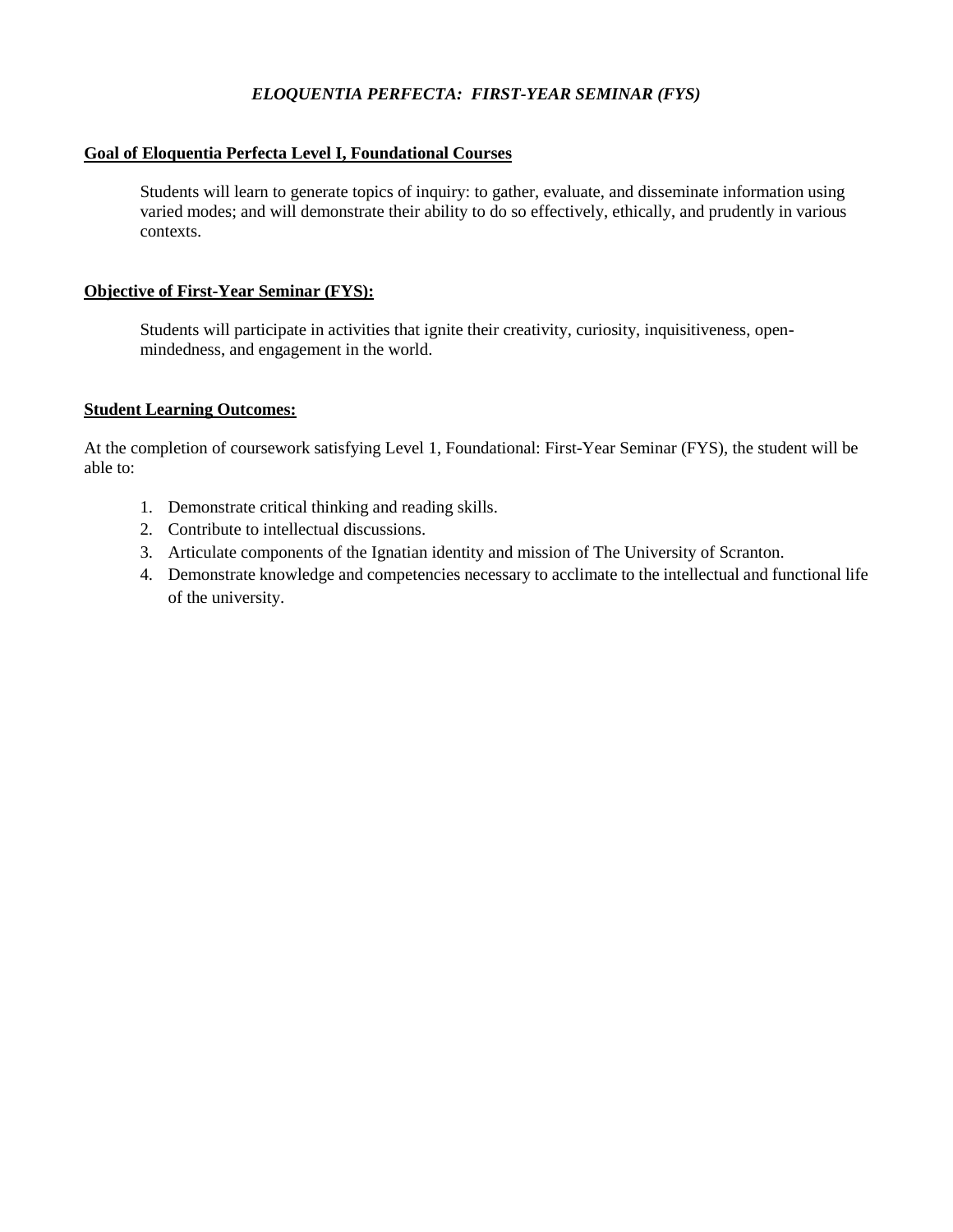*ELOQUENTIA PERFECTA: FIRST-YEAR SEMINAR (FYS)*

**Goal of Eloquentia Perfecta Level I, Foundational Courses**

Students will learn to generate topics of inquiry: to gather, evaluate, and disseminate information using varied modes; and will demonstrate their ability to do so effectively, ethically, and prudently in various contexts.

**Objective of First-Year Seminar (FYS):**

Students will participate in activities that ignite their creativity, curiosity, inquisitiveness, open-mindedness, and engagement in the world.

**Student Learning Outcomes:**

At the completion of coursework satisfying Level 1, Foundational: First-Year Seminar (FYS), the student will be able to:

1. Demonstrate critical thinking and reading skills.
2. Contribute to intellectual discussions.
3. Articulate components of the Ignatian identity and mission of The University of Scranton.
4. Demonstrate knowledge and competencies necessary to acclimate to the intellectual and functional life of the university.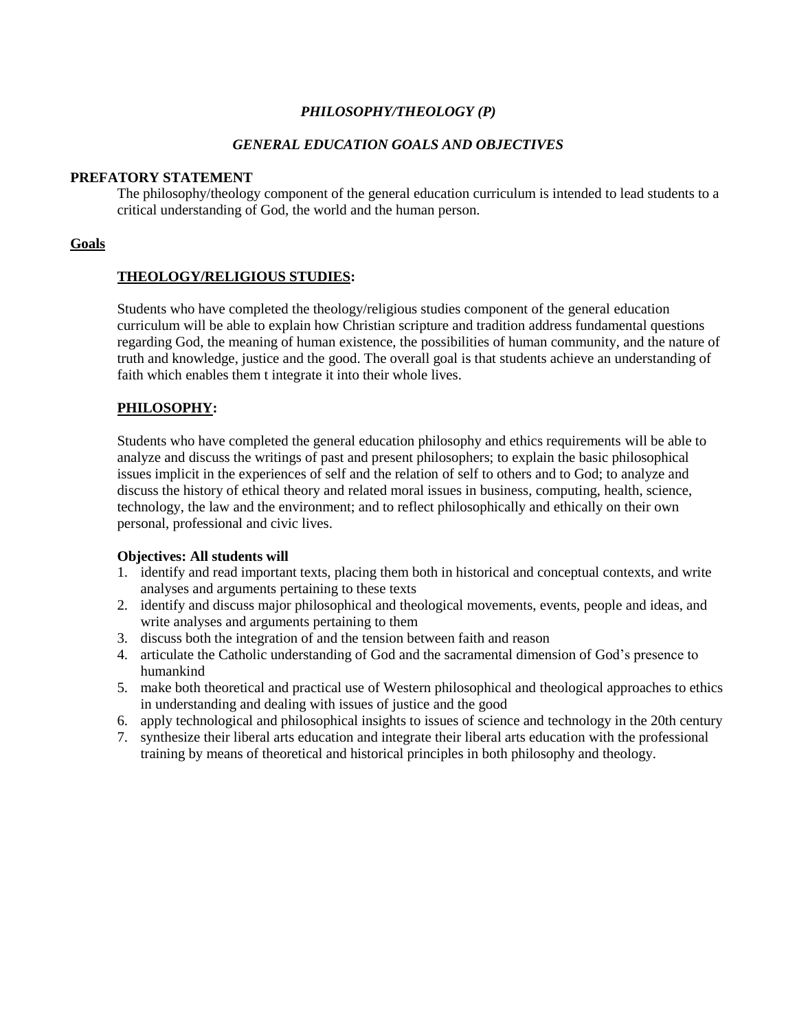***PHILOSOPHY/THEOLOGY (P)***

***GENERAL EDUCATION GOALS AND OBJECTIVES***

**PREFATORY STATEMENT**

The philosophy/theology component of the general education curriculum is intended to lead students to a critical understanding of God, the world and the human person.

**Goals**

**THEOLOGY/RELIGIOUS STUDIES:**

Students who have completed the theology/religious studies component of the general education curriculum will be able to explain how Christian scripture and tradition address fundamental questions regarding God, the meaning of human existence, the possibilities of human community, and the nature of truth and knowledge, justice and the good. The overall goal is that students achieve an understanding of faith which enables them t integrate it into their whole lives.

**PHILOSOPHY:**

Students who have completed the general education philosophy and ethics requirements will be able to analyze and discuss the writings of past and present philosophers; to explain the basic philosophical issues implicit in the experiences of self and the relation of self to others and to God; to analyze and discuss the history of ethical theory and related moral issues in business, computing, health, science, technology, the law and the environment; and to reflect philosophically and ethically on their own personal, professional and civic lives.

**Objectives: All students will**

1. identify and read important texts, placing them both in historical and conceptual contexts, and write analyses and arguments pertaining to these texts
2. identify and discuss major philosophical and theological movements, events, people and ideas, and write analyses and arguments pertaining to them
3. discuss both the integration of and the tension between faith and reason
4. articulate the Catholic understanding of God and the sacramental dimension of God's presence to humankind
5. make both theoretical and practical use of Western philosophical and theological approaches to ethics in understanding and dealing with issues of justice and the good
6. apply technological and philosophical insights to issues of science and technology in the 20th century
7. synthesize their liberal arts education and integrate their liberal arts education with the professional training by means of theoretical and historical principles in both philosophy and theology.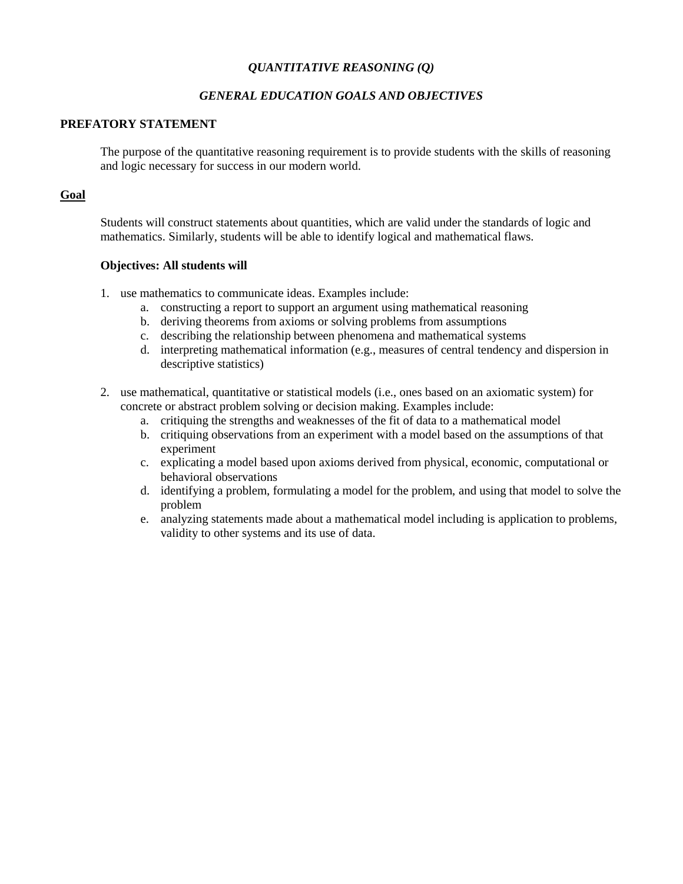*QUANTITATIVE REASONING (Q)*

*GENERAL EDUCATION GOALS AND OBJECTIVES*

**PREFATORY STATEMENT**

The purpose of the quantitative reasoning requirement is to provide students with the skills of reasoning and logic necessary for success in our modern world.

**Goal**

Students will construct statements about quantities, which are valid under the standards of logic and mathematics. Similarly, students will be able to identify logical and mathematical flaws.

**Objectives: All students will**

1. use mathematics to communicate ideas. Examples include:
   a. constructing a report to support an argument using mathematical reasoning
   b. deriving theorems from axioms or solving problems from assumptions
   c. describing the relationship between phenomena and mathematical systems
   d. interpreting mathematical information (e.g., measures of central tendency and dispersion in descriptive statistics)

2. use mathematical, quantitative or statistical models (i.e., ones based on an axiomatic system) for concrete or abstract problem solving or decision making. Examples include:
   a. critiquing the strengths and weaknesses of the fit of data to a mathematical model
   b. critiquing observations from an experiment with a model based on the assumptions of that experiment
   c. explicating a model based upon axioms derived from physical, economic, computational or behavioral observations
   d. identifying a problem, formulating a model for the problem, and using that model to solve the problem
   e. analyzing statements made about a mathematical model including is application to problems, validity to other systems and its use of data.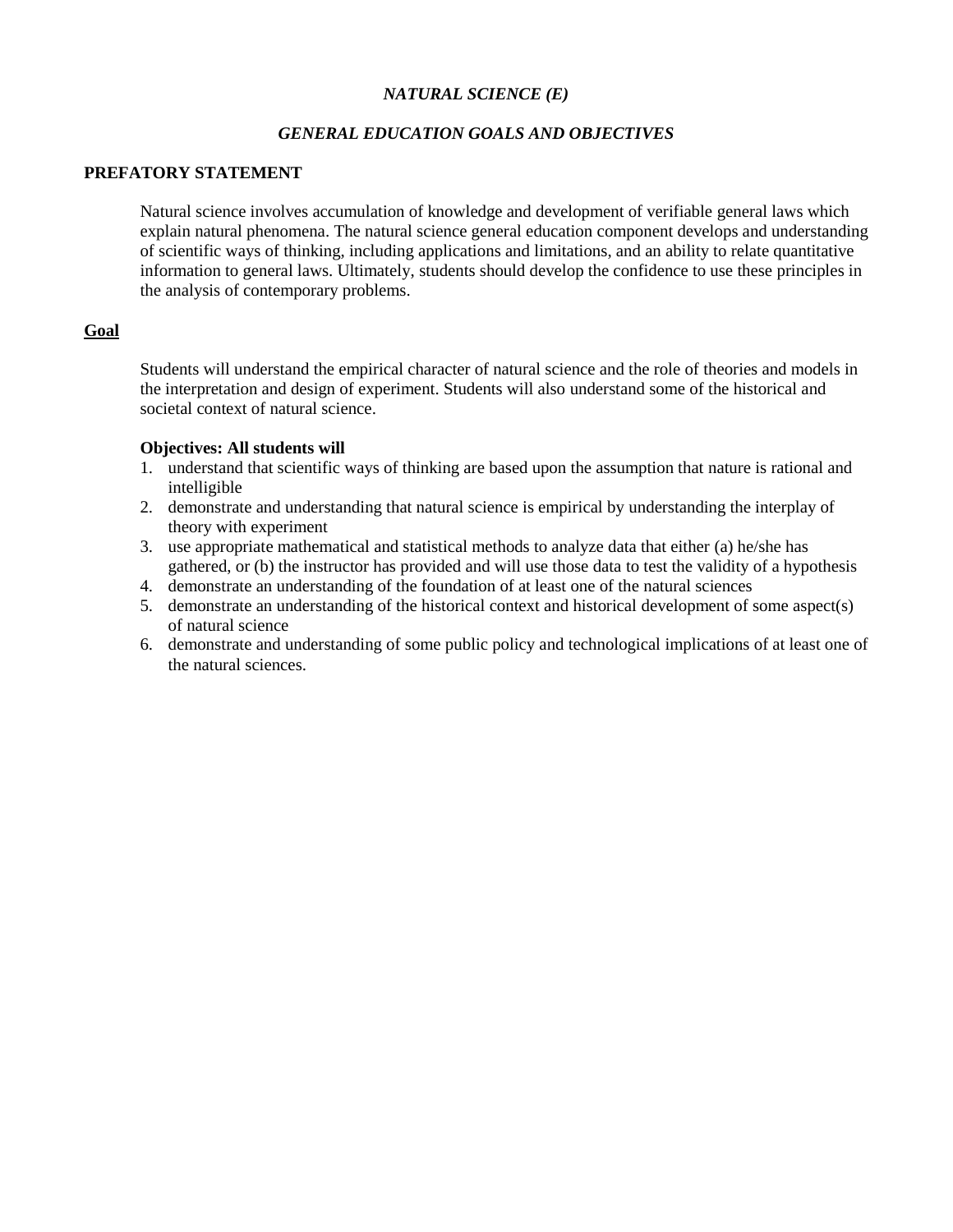# *NATURAL SCIENCE (E)*

## *GENERAL EDUCATION GOALS AND OBJECTIVES*

### PREFATORY STATEMENT

Natural science involves accumulation of knowledge and development of verifiable general laws which explain natural phenomena. The natural science general education component develops and understanding of scientific ways of thinking, including applications and limitations, and an ability to relate quantitative information to general laws. Ultimately, students should develop the confidence to use these principles in the analysis of contemporary problems.

### Goal

Students will understand the empirical character of natural science and the role of theories and models in the interpretation and design of experiment. Students will also understand some of the historical and societal context of natural science.

**Objectives: All students will**

1. understand that scientific ways of thinking are based upon the assumption that nature is rational and intelligible
2. demonstrate and understanding that natural science is empirical by understanding the interplay of theory with experiment
3. use appropriate mathematical and statistical methods to analyze data that either (a) he/she has gathered, or (b) the instructor has provided and will use those data to test the validity of a hypothesis
4. demonstrate an understanding of the foundation of at least one of the natural sciences
5. demonstrate an understanding of the historical context and historical development of some aspect(s) of natural science
6. demonstrate and understanding of some public policy and technological implications of at least one of the natural sciences.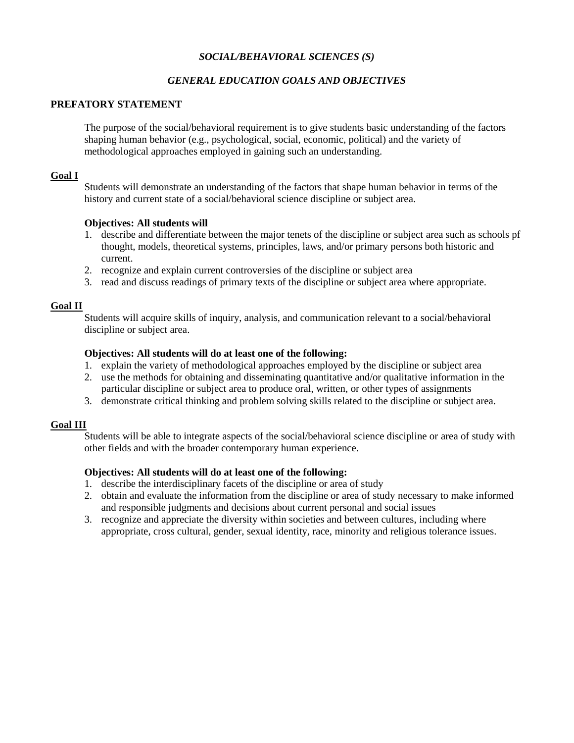# *SOCIAL/BEHAVIORAL SCIENCES (S)*

## *GENERAL EDUCATION GOALS AND OBJECTIVES*

### PREFATORY STATEMENT

The purpose of the social/behavioral requirement is to give students basic understanding of the factors shaping human behavior (e.g., psychological, social, economic, political) and the variety of methodological approaches employed in gaining such an understanding.

### Goal I

Students will demonstrate an understanding of the factors that shape human behavior in terms of the history and current state of a social/behavioral science discipline or subject area.

**Objectives: All students will**

1. describe and differentiate between the major tenets of the discipline or subject area such as schools pf thought, models, theoretical systems, principles, laws, and/or primary persons both historic and current.
2. recognize and explain current controversies of the discipline or subject area
3. read and discuss readings of primary texts of the discipline or subject area where appropriate.

### Goal II

Students will acquire skills of inquiry, analysis, and communication relevant to a social/behavioral discipline or subject area.

**Objectives: All students will do at least one of the following:**

1. explain the variety of methodological approaches employed by the discipline or subject area
2. use the methods for obtaining and disseminating quantitative and/or qualitative information in the particular discipline or subject area to produce oral, written, or other types of assignments
3. demonstrate critical thinking and problem solving skills related to the discipline or subject area.

### Goal III

Students will be able to integrate aspects of the social/behavioral science discipline or area of study with other fields and with the broader contemporary human experience.

**Objectives: All students will do at least one of the following:**

1. describe the interdisciplinary facets of the discipline or area of study
2. obtain and evaluate the information from the discipline or area of study necessary to make informed and responsible judgments and decisions about current personal and social issues
3. recognize and appreciate the diversity within societies and between cultures, including where appropriate, cross cultural, gender, sexual identity, race, minority and religious tolerance issues.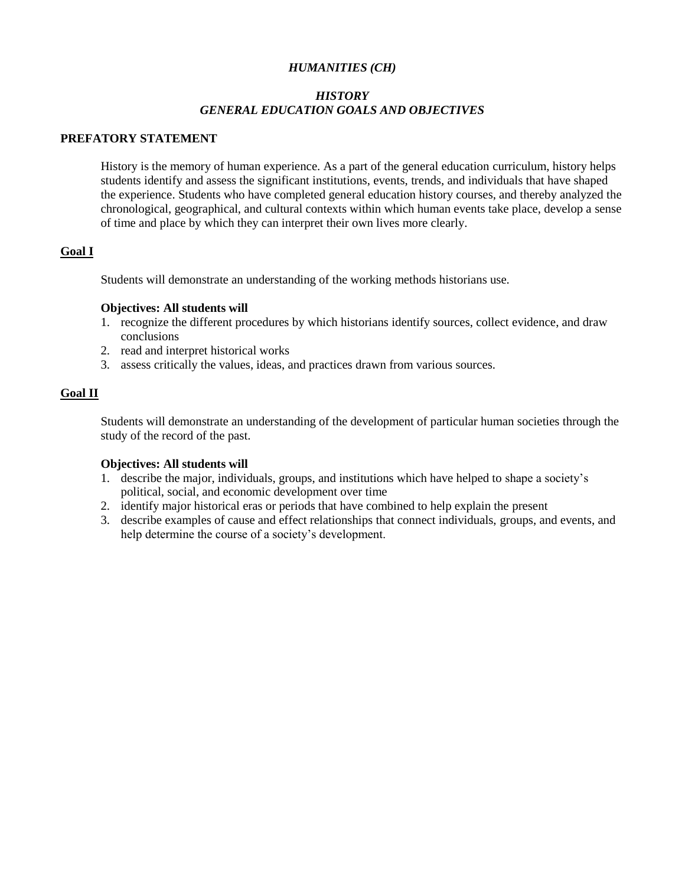# *HUMANITIES (CH)*

## *HISTORY*
## *GENERAL EDUCATION GOALS AND OBJECTIVES*

**PREFATORY STATEMENT**

History is the memory of human experience. As a part of the general education curriculum, history helps students identify and assess the significant institutions, events, trends, and individuals that have shaped the experience. Students who have completed general education history courses, and thereby analyzed the chronological, geographical, and cultural contexts within which human events take place, develop a sense of time and place by which they can interpret their own lives more clearly.

**Goal I**

Students will demonstrate an understanding of the working methods historians use.

**Objectives: All students will**

1. recognize the different procedures by which historians identify sources, collect evidence, and draw conclusions
2. read and interpret historical works
3. assess critically the values, ideas, and practices drawn from various sources.

**Goal II**

Students will demonstrate an understanding of the development of particular human societies through the study of the record of the past.

**Objectives: All students will**

1. describe the major, individuals, groups, and institutions which have helped to shape a society's political, social, and economic development over time
2. identify major historical eras or periods that have combined to help explain the present
3. describe examples of cause and effect relationships that connect individuals, groups, and events, and help determine the course of a society's development.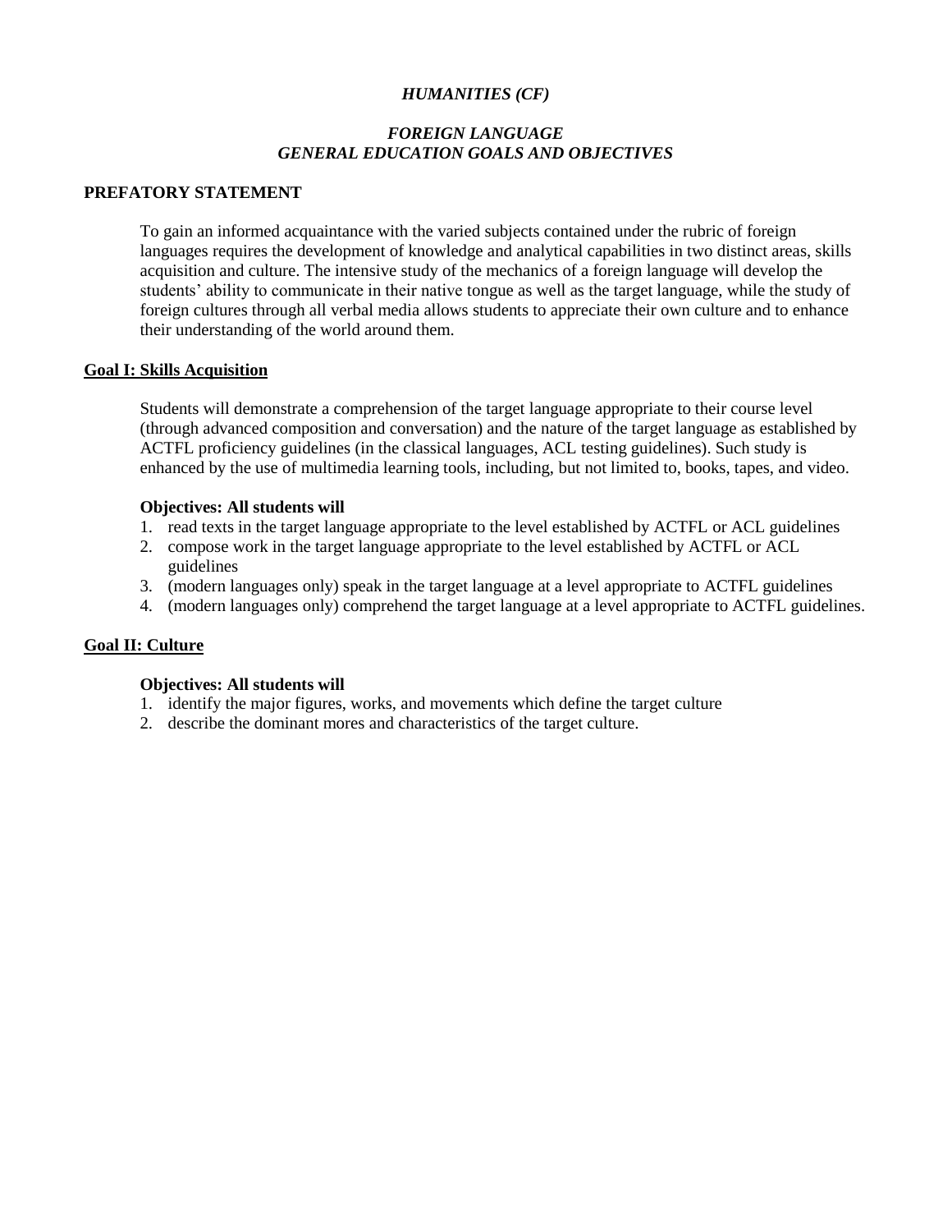*HUMANITIES (CF)*

## *FOREIGN LANGUAGE GENERAL EDUCATION GOALS AND OBJECTIVES*

**PREFATORY STATEMENT**

To gain an informed acquaintance with the varied subjects contained under the rubric of foreign languages requires the development of knowledge and analytical capabilities in two distinct areas, skills acquisition and culture. The intensive study of the mechanics of a foreign language will develop the students' ability to communicate in their native tongue as well as the target language, while the study of foreign cultures through all verbal media allows students to appreciate their own culture and to enhance their understanding of the world around them.

**Goal I: Skills Acquisition**

Students will demonstrate a comprehension of the target language appropriate to their course level (through advanced composition and conversation) and the nature of the target language as established by ACTFL proficiency guidelines (in the classical languages, ACL testing guidelines). Such study is enhanced by the use of multimedia learning tools, including, but not limited to, books, tapes, and video.

**Objectives: All students will**

1. read texts in the target language appropriate to the level established by ACTFL or ACL guidelines
2. compose work in the target language appropriate to the level established by ACTFL or ACL guidelines
3. (modern languages only) speak in the target language at a level appropriate to ACTFL guidelines
4. (modern languages only) comprehend the target language at a level appropriate to ACTFL guidelines.

**Goal II: Culture**

**Objectives: All students will**

1. identify the major figures, works, and movements which define the target culture
2. describe the dominant mores and characteristics of the target culture.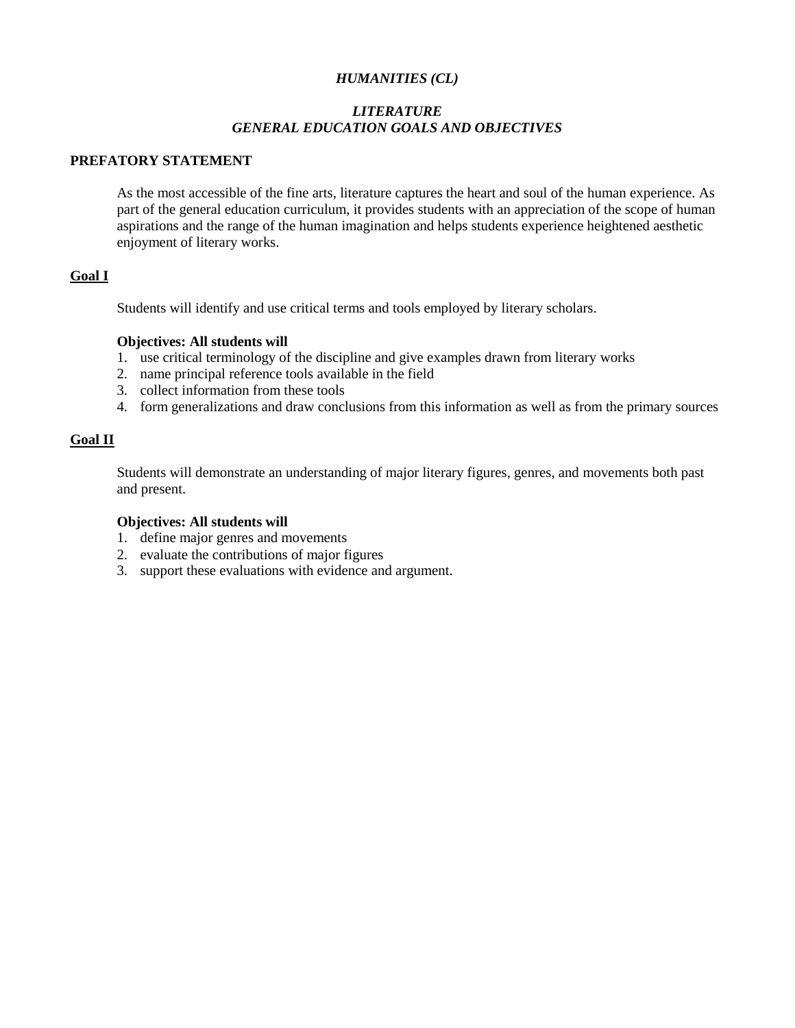*HUMANITIES (CL)*

*LITERATURE*
*GENERAL EDUCATION GOALS AND OBJECTIVES*

**PREFATORY STATEMENT**

As the most accessible of the fine arts, literature captures the heart and soul of the human experience. As part of the general education curriculum, it provides students with an appreciation of the scope of human aspirations and the range of the human imagination and helps students experience heightened aesthetic enjoyment of literary works.

**Goal I**

Students will identify and use critical terms and tools employed by literary scholars.

**Objectives: All students will**

1. use critical terminology of the discipline and give examples drawn from literary works
2. name principal reference tools available in the field
3. collect information from these tools
4. form generalizations and draw conclusions from this information as well as from the primary sources

**Goal II**

Students will demonstrate an understanding of major literary figures, genres, and movements both past and present.

**Objectives: All students will**

1. define major genres and movements
2. evaluate the contributions of major figures
3. support these evaluations with evidence and argument.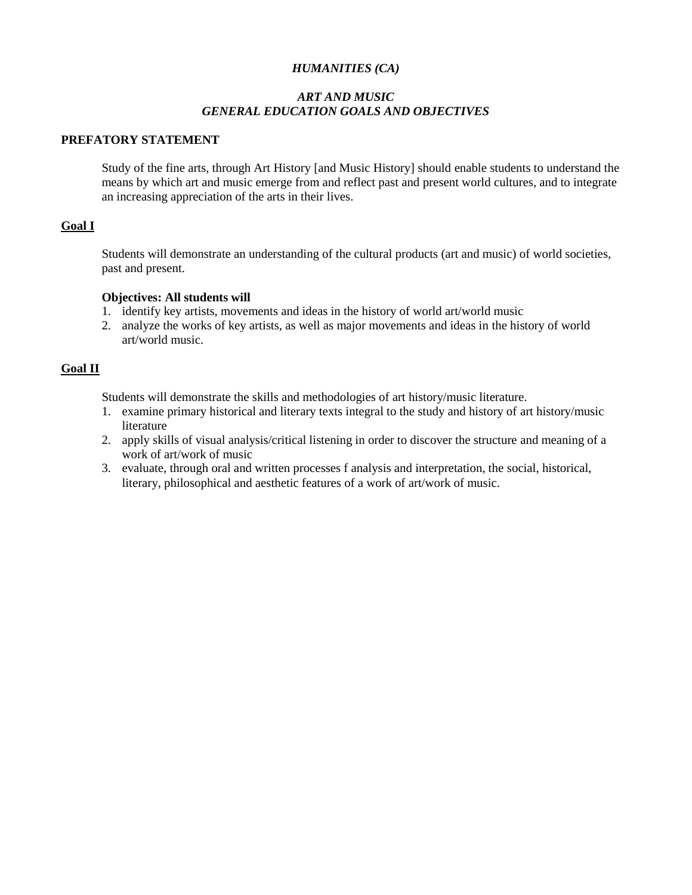***HUMANITIES (CA)***

***ART AND MUSIC***
***GENERAL EDUCATION GOALS AND OBJECTIVES***

**PREFATORY STATEMENT**

Study of the fine arts, through Art History [and Music History] should enable students to understand the means by which art and music emerge from and reflect past and present world cultures, and to integrate an increasing appreciation of the arts in their lives.

**Goal I**

Students will demonstrate an understanding of the cultural products (art and music) of world societies, past and present.

**Objectives: All students will**

1. identify key artists, movements and ideas in the history of world art/world music
2. analyze the works of key artists, as well as major movements and ideas in the history of world art/world music.

**Goal II**

Students will demonstrate the skills and methodologies of art history/music literature.

1. examine primary historical and literary texts integral to the study and history of art history/music literature
2. apply skills of visual analysis/critical listening in order to discover the structure and meaning of a work of art/work of music
3. evaluate, through oral and written processes f analysis and interpretation, the social, historical, literary, philosophical and aesthetic features of a work of art/work of music.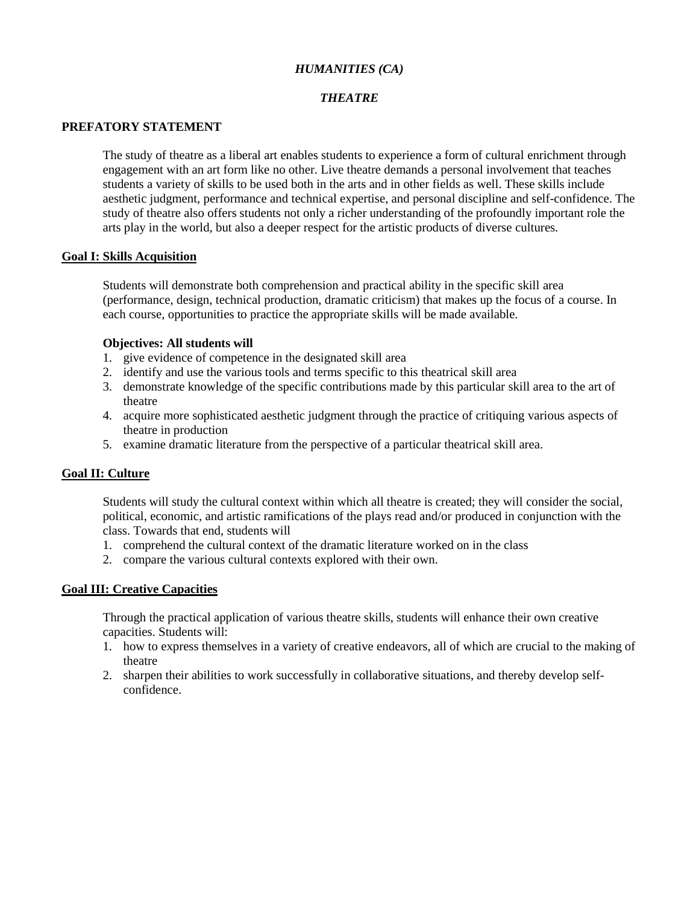*HUMANITIES (CA)*

*THEATRE*

**PREFATORY STATEMENT**

The study of theatre as a liberal art enables students to experience a form of cultural enrichment through engagement with an art form like no other. Live theatre demands a personal involvement that teaches students a variety of skills to be used both in the arts and in other fields as well. These skills include aesthetic judgment, performance and technical expertise, and personal discipline and self-confidence. The study of theatre also offers students not only a richer understanding of the profoundly important role the arts play in the world, but also a deeper respect for the artistic products of diverse cultures.

**Goal I: Skills Acquisition**

Students will demonstrate both comprehension and practical ability in the specific skill area (performance, design, technical production, dramatic criticism) that makes up the focus of a course. In each course, opportunities to practice the appropriate skills will be made available.

**Objectives: All students will**

1. give evidence of competence in the designated skill area
2. identify and use the various tools and terms specific to this theatrical skill area
3. demonstrate knowledge of the specific contributions made by this particular skill area to the art of theatre
4. acquire more sophisticated aesthetic judgment through the practice of critiquing various aspects of theatre in production
5. examine dramatic literature from the perspective of a particular theatrical skill area.

**Goal II: Culture**

Students will study the cultural context within which all theatre is created; they will consider the social, political, economic, and artistic ramifications of the plays read and/or produced in conjunction with the class. Towards that end, students will

1. comprehend the cultural context of the dramatic literature worked on in the class
2. compare the various cultural contexts explored with their own.

**Goal III: Creative Capacities**

Through the practical application of various theatre skills, students will enhance their own creative capacities. Students will:

1. how to express themselves in a variety of creative endeavors, all of which are crucial to the making of theatre
2. sharpen their abilities to work successfully in collaborative situations, and thereby develop self-confidence.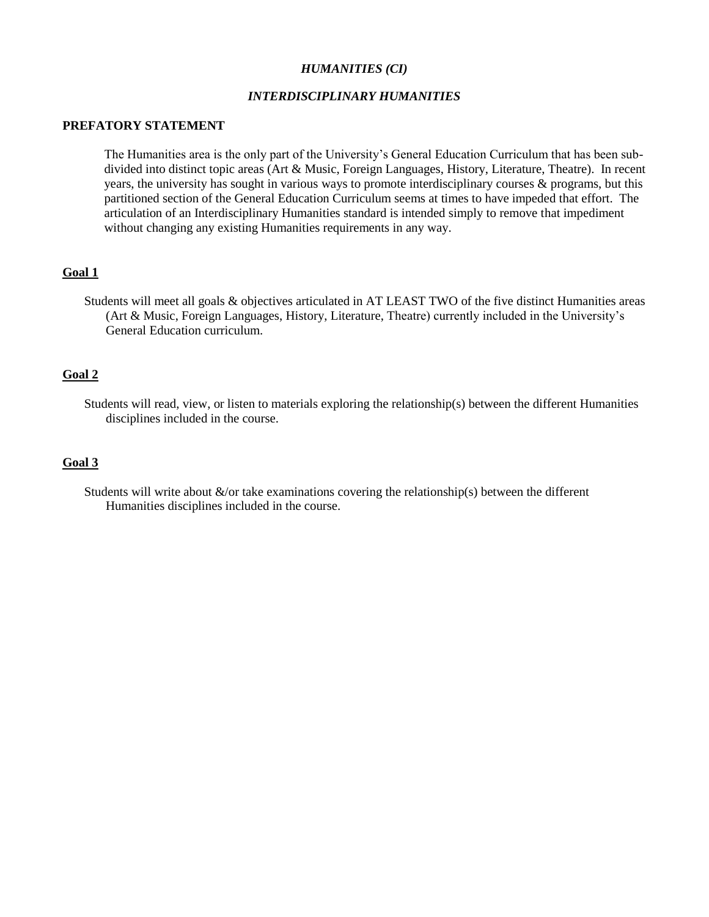*HUMANITIES (CI)*

*INTERDISCIPLINARY HUMANITIES*

**PREFATORY STATEMENT**

The Humanities area is the only part of the University's General Education Curriculum that has been sub-divided into distinct topic areas (Art & Music, Foreign Languages, History, Literature, Theatre). In recent years, the university has sought in various ways to promote interdisciplinary courses & programs, but this partitioned section of the General Education Curriculum seems at times to have impeded that effort. The articulation of an Interdisciplinary Humanities standard is intended simply to remove that impediment without changing any existing Humanities requirements in any way.

**<u>Goal 1</u>**

Students will meet all goals & objectives articulated in AT LEAST TWO of the five distinct Humanities areas (Art & Music, Foreign Languages, History, Literature, Theatre) currently included in the University's General Education curriculum.

**<u>Goal 2</u>**

Students will read, view, or listen to materials exploring the relationship(s) between the different Humanities disciplines included in the course.

**<u>Goal 3</u>**

Students will write about &/or take examinations covering the relationship(s) between the different Humanities disciplines included in the course.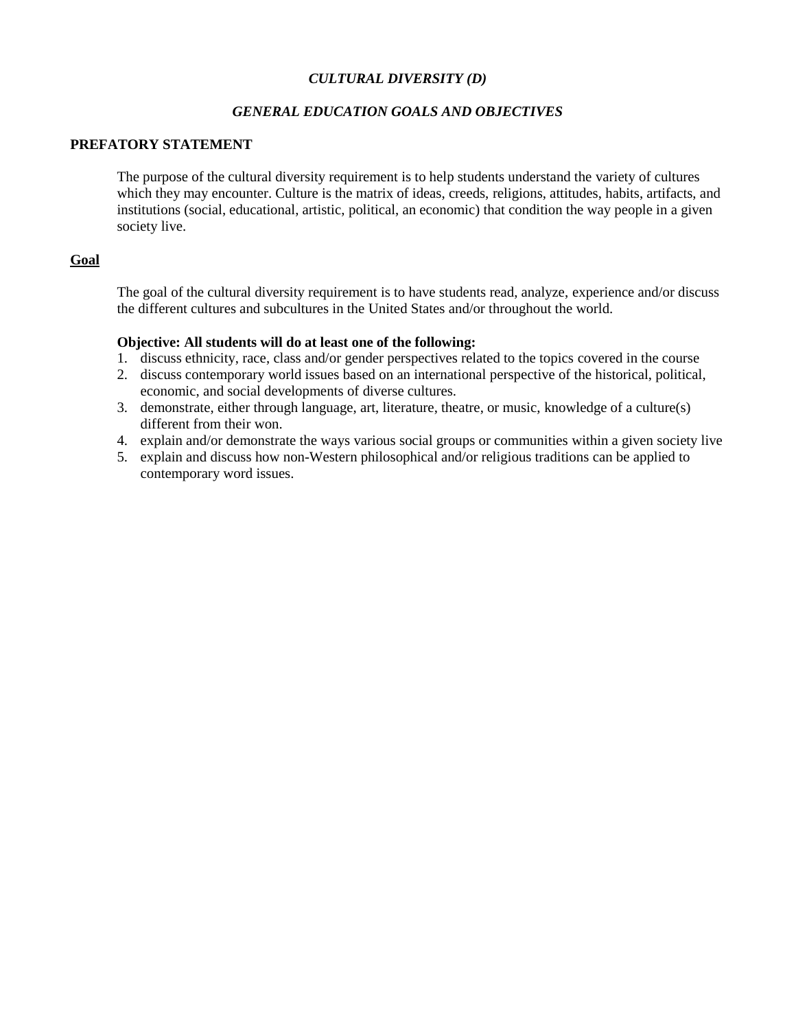*CULTURAL DIVERSITY (D)*

*GENERAL EDUCATION GOALS AND OBJECTIVES*

**PREFATORY STATEMENT**

The purpose of the cultural diversity requirement is to help students understand the variety of cultures which they may encounter. Culture is the matrix of ideas, creeds, religions, attitudes, habits, artifacts, and institutions (social, educational, artistic, political, an economic) that condition the way people in a given society live.

**Goal**

The goal of the cultural diversity requirement is to have students read, analyze, experience and/or discuss the different cultures and subcultures in the United States and/or throughout the world.

**Objective: All students will do at least one of the following:**

1. discuss ethnicity, race, class and/or gender perspectives related to the topics covered in the course
2. discuss contemporary world issues based on an international perspective of the historical, political, economic, and social developments of diverse cultures.
3. demonstrate, either through language, art, literature, theatre, or music, knowledge of a culture(s) different from their won.
4. explain and/or demonstrate the ways various social groups or communities within a given society live
5. explain and discuss how non-Western philosophical and/or religious traditions can be applied to contemporary word issues.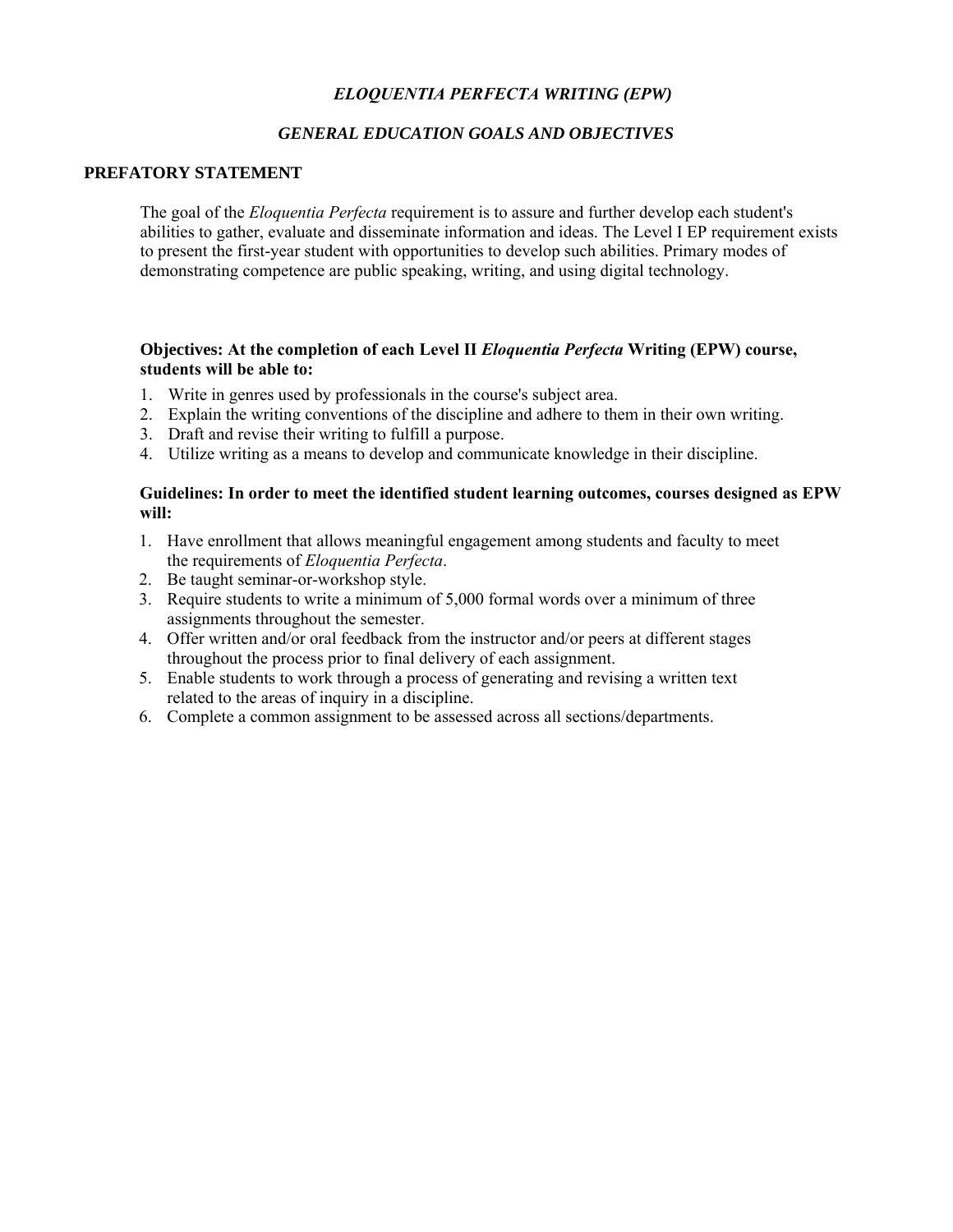# *ELOQUENTIA PERFECTA WRITING (EPW)*

## *GENERAL EDUCATION GOALS AND OBJECTIVES*

**PREFATORY STATEMENT**

The goal of the *Eloquentia Perfecta* requirement is to assure and further develop each student's abilities to gather, evaluate and disseminate information and ideas. The Level I EP requirement exists to present the first-year student with opportunities to develop such abilities. Primary modes of demonstrating competence are public speaking, writing, and using digital technology.

**Objectives: At the completion of each Level II *Eloquentia Perfecta* Writing (EPW) course, students will be able to:**

1. Write in genres used by professionals in the course's subject area.
2. Explain the writing conventions of the discipline and adhere to them in their own writing.
3. Draft and revise their writing to fulfill a purpose.
4. Utilize writing as a means to develop and communicate knowledge in their discipline.

**Guidelines: In order to meet the identified student learning outcomes, courses designed as EPW will:**

1. Have enrollment that allows meaningful engagement among students and faculty to meet the requirements of *Eloquentia Perfecta*.
2. Be taught seminar-or-workshop style.
3. Require students to write a minimum of 5,000 formal words over a minimum of three assignments throughout the semester.
4. Offer written and/or oral feedback from the instructor and/or peers at different stages throughout the process prior to final delivery of each assignment.
5. Enable students to work through a process of generating and revising a written text related to the areas of inquiry in a discipline.
6. Complete a common assignment to be assessed across all sections/departments.